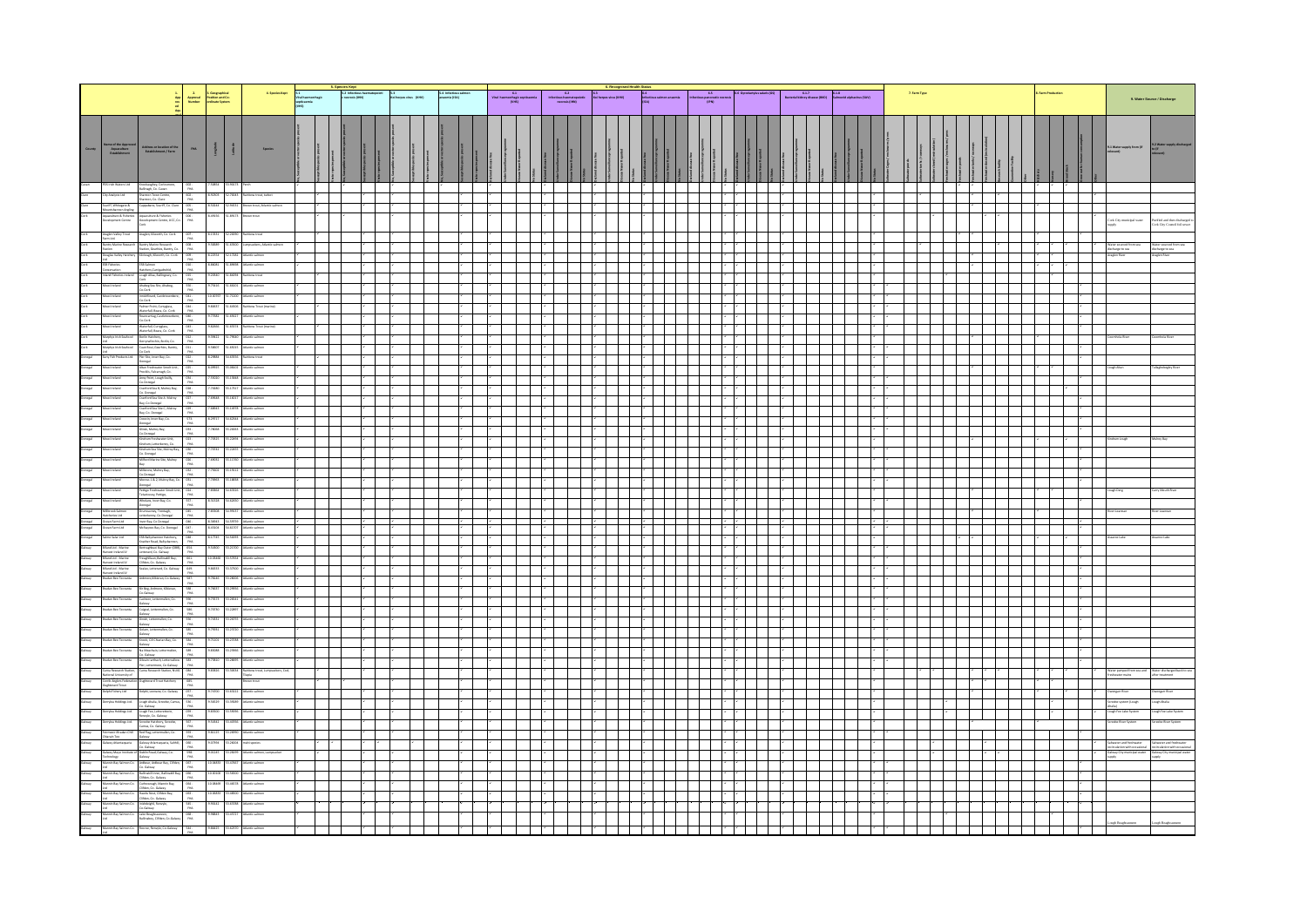| County | Name of the Approved Aquaculture Establishment | Address or location of the Establishment / Farm | FHA | Longitude | Latitude | Species | 9.1 Water supply from (if relevant) | 9.2 Water supply discharged to (if relevant) |
|---|---|---|---|---|---|---|---|---|
| Cavan | Whiterock Waters Ltd | Knockangiffey, Corrinmore, Ballinagh, Co. Cavan | 001-FHA | -7.39854 | | Perch | | |
| Clare | Cliffs Seafoods Ltd | Waterways, Co. Clare | 002-FHA | | | Rainbow trout, turbot | | |
| Clare | Scariff Anglers & Mountshannon Angling | Cappadane, Scariff, Co. Clare | 003-FHA | -8.51424 | | Brown trout, Atlantic salmon | | |
| Cork | Aquaculture & Fisheries Development Centre | Aquaculture & Fisheries Development Centre, UCC, Co. Cork | 004-FHA | -8.49633 | | Brown trout | Cork City municipal water supply | Purified and then discharged to Cork City Council foul sewer |
| Cork | Araglen Valley Trout Farm Ltd | Araglen, Kilworth, Co. Cork | 005-FHA | -8.14931 | 52.20090 | Rainbow trout | | |
| Cork | Bantry Marine Research Station | Bantry Marine Research Station, Gearhies, Bantry, Co. Cork | 006-FHA | -9.58489 | | Lumpsuckers, Atlantic salmon | Water sourced from sea, discharge to sea | Water sourced from sea, discharge to sea |
| Cork | Douglas Valley Hatchery Ltd | Co. Cork | 007-FHA | | | Rainbow trout | Araglen River | Araglen River |
| Cork | ESB Fisheries Conservation | ESB Salmon Hatchery, Carrigadrohid | 008-FHA | | | Atlantic salmon | | |
| Cork | Inland Fisheries Ireland | Lough Allua, Ballingeary, Co. Cork | 009-FHA | | | Rainbow trout | | |
| Cork | Mowi Ireland | Ahakista, Co. Cork | 010-FHA | | | Atlantic salmon | | |
| Cork | Mowi Ireland | Inishfarnard, Castletownbere, Co. Cork | 011-FHA | | | Atlantic salmon | | |
| Cork | Mowi Ireland | Palmer Point, Curryglass, Waterfall Road, Co. Cork | 012-FHA | | | Rainbow Trout (marine) | | |
| Cork | Mowi Ireland | Roancarrig, Castletownbere, Co. Cork | 013-FHA | | | Atlantic salmon | | |
| Cork | Mowi Ireland | Waterfall, Curryglass, Waterfall Road, Co. Cork | 014-FHA | | | Rainbow Trout (marine) | | |
| Cork | Murphys Irish Seafood Ltd | Co. Cork | 015-FHA | | | Atlantic salmon | Coomhola River | Coomhola River |
| Cork | Murphys Irish Seafood Ltd | Co. Cork | 016-FHA | | | Atlantic salmon | | |
| Donegal | Eany Fish Products Ltd | Pier Site, Inver Bay, Co. Donegal | 017-FHA | | | Rainbow trout | | |
| Donegal | Mowi Ireland | Altan Freshwater Smolt Unit, Falcarragh, Co. Donegal | 018-FHA | | | Atlantic salmon | Lough Altan | Tullaghobegly River |
| Donegal | Mowi Ireland | Co. Donegal | 019-FHA | | | Atlantic salmon | | |
| Donegal | Mowi Ireland | Cranford Bay A, Mulroy Bay, Co. Donegal | 020-FHA | | | Atlantic salmon | | |
| Donegal | Mowi Ireland | Cranford Bay B & C, Mulroy Bay, Co. Donegal | 021-FHA | | | Atlantic salmon | | |
| Donegal | Mowi Ireland | Cranford Bay Site C, Mulroy Bay, Co. Donegal | 022-FHA | | | Atlantic salmon | | |
| Donegal | Mowi Ireland | Inver Bay, Co. Donegal | 023-FHA | | | Atlantic salmon | | |
| Donegal | Mowi Ireland | Glinsk, Mulroy Bay, Co. Donegal | 024-FHA | | | Atlantic salmon | | |
| Donegal | Mowi Ireland | Freshwater Unit, Co. Donegal | 025-FHA | | | Atlantic salmon | | |
| Donegal | Mowi Ireland | Kindrum Sea Site, Mulroy Bay, Co. Donegal | 026-FHA | | | Atlantic salmon | | |
| Donegal | Mowi Ireland | Millford Marine Site, Mulroy Bay, Co. Donegal | 027-FHA | | | Atlantic salmon | | |
| Donegal | Mowi Ireland | Millstone, Mulroy Bay, Co. Donegal | 028-FHA | | | Atlantic salmon | | |
| Donegal | Mowi Ireland | Moross 1 & 2, Mulroy Bay, Co. Donegal | 029-FHA | | | Atlantic salmon | | |
| Donegal | Mowi Ireland | Pettigo Freshwater Smolt Unit, Pettigo, Co. Donegal | 030-FHA | | | Atlantic salmon | Lough Derg | |
| Donegal | Mowi Ireland | Inver Bay, Co. Donegal | 031-FHA | | | Atlantic salmon | | |
| Donegal | Millbrook Salmon Hatcheries Ltd | Ramelton, Letterkenny, Co. Donegal | | | | Atlantic salmon | River Lennon | River Lennon |
| Donegal | Ocean Farm Ltd | Inver Bay, Co. Donegal | | | | Atlantic salmon | | |
| Donegal | Ocean Farm Ltd | McSwynes Bay, Co. Donegal | | | | Atlantic salmon | | |
| Donegal | Salmo Solar Ltd | ESB Ballyshannon Hatchery, Ballyshannon | | | | Atlantic salmon | Assaroe Lake | Assaroe Lake |
| Galway | Mowi Ireland | Co. Galway | | | | Atlantic salmon | | |
| Galway | Mowi Ireland | Clifden, Co. Galway | | | | Atlantic salmon | | |
| Galway | Mowi Ireland | Co. Galway | | | | Atlantic salmon | | |
| Galway | Bradan Beo Teoranta | Co. Galway | | | | Atlantic salmon | | |
| Galway | Bradan Beo Teoranta | Co. Galway | | | | Atlantic salmon | | |
| Galway | Bradan Beo Teoranta | Lettermullen, Co. Galway | | | | Atlantic salmon | | |
| Galway | Bradan Beo Teoranta | Lettermullen, Co. Galway | | | | Atlantic salmon | | |
| Galway | Bradan Beo Teoranta | Lettermullen, Co. Galway | | | | Atlantic salmon | | |
| Galway | Bradan Beo Teoranta | Kilkieran Bay, Co. Galway | | | | Atlantic salmon | | |
| Galway | Bradan Beo Teoranta | Lettermullen, Co. Galway | | | | Atlantic salmon | | |
| Galway | Bradan Beo Teoranta | Co. Galway | | | | Atlantic salmon | | |
| Galway | Carna Research Station, National University of Ireland | Carna, Co. Galway | | | | Rainbow trout, Lumpsuckers, Cod, Tilapia | Water pumped from sea and freshwater mains | Water discharged to sea after treatment |
| Galway | Corrib Anglers Federation Oughterard Trout Hatchery | Oughterard, Co. Galway | | | | Brown trout | | |
| Galway | Delphi Fishery Ltd | Delphi, Leenane, Co. Galway | | | | Atlantic salmon | | |
| Galway | Dorrylea Holdings Ltd | Co. Galway | | | | Atlantic salmon | | |
| Galway | Dorrylea Holdings Ltd | Co. Galway | | | | Atlantic salmon | | |
| Galway | Dorrylea Holdings Ltd | Co. Galway | | | | Atlantic salmon | | |
| Galway | | Co. Galway | | | | | | |
| Galway | Galway Aquaculture | Co. Galway | | | | Lumpsuckers | Saltwater and freshwater recirculation with occasional exchange | Saltwater and freshwater recirculation with occasional exchange |
| Galway | Galway Mayo Institute of Technology | Dublin Road, Galway | | | | Atlantic salmon, Lumpsucker | Galway City municipal water supply | Galway City municipal water supply |
| Galway | Mannin Bay Salmon Co. Ltd | Co. Galway | | | | Atlantic salmon | | |
| Galway | Mannin Bay Salmon Co. Ltd | Clifden, Co. Galway | | | | Atlantic salmon | | |
| Galway | Mannin Bay Salmon Co. Ltd | Clifden, Co. Galway | | | | Atlantic salmon | | |
| Galway | Mannin Bay Salmon Co. Ltd | Clifden, Co. Galway | | | | Atlantic salmon | | |
| Galway | Mannin Bay Salmon Co. Ltd | Co. Galway | | | | Atlantic salmon | | |
| Galway | Mannin Bay Salmon Co. Ltd | Clifden, Co. Galway | | | | Atlantic salmon | Lough Roughaunmore | Lough Roughaunmore |
| Galway | Mannin Bay Salmon Co. Ltd | Co. Galway | | | | Atlantic salmon | | |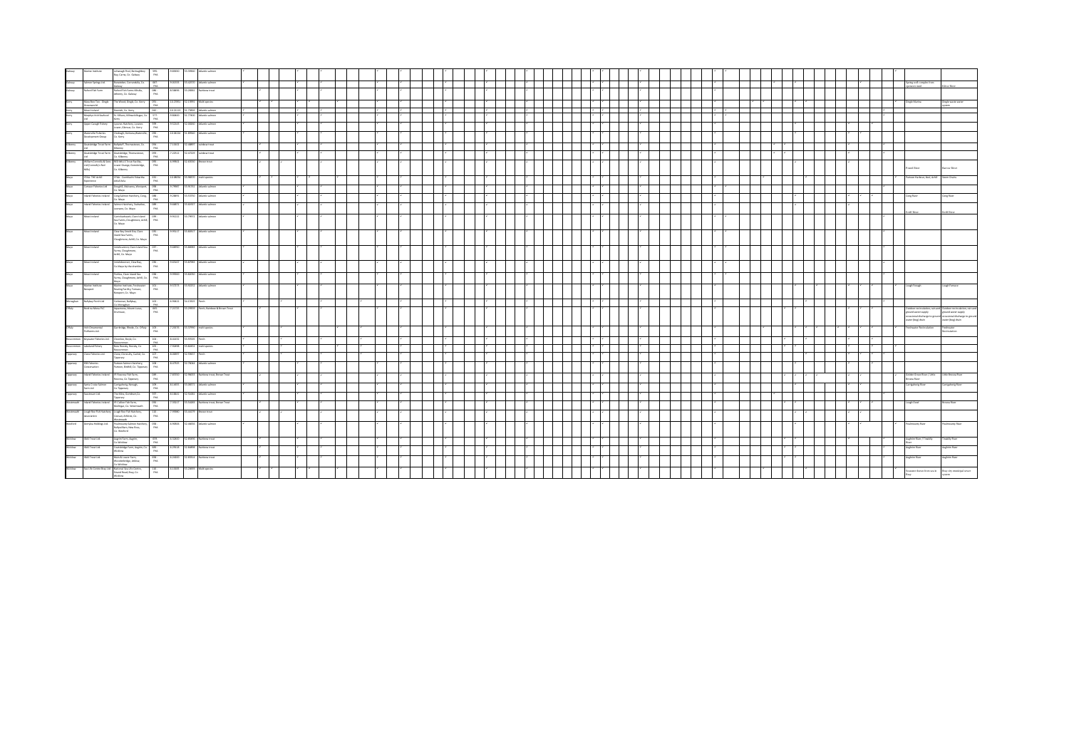| County | Operator | Address | Licence | Longitude | Latitude | Species | Water source | Discharge to |
|---|---|---|---|---|---|---|---|---|
| Galway | Marine Institute | Lehanagh Pool, Bunnaghlan Bay, Carna, Co. Galway | 091 - FHA | -9.80000 | 53.39960 | Atlantic salmon | | |
| Galway | Salmon Springs Ltd. | Buncolee, Cornamona, Co. Galway | 027 - FHA | -9.46333 | 53.44133 | Atlantic salmon | Spring well complex from ... | Kilkee River |
| Galway | Rahord Fish Farm | Rahord Fish Farm, Kilcolgan, Athenry, Co. Galway | 086 - FHA | -8.58690 | 53.24882 | Rainbow trout | | |
| Kerry | Mara Beo Teo - Dingle Oceanworld | The Wood, Dingle, Co. Kerry | 091 - FHA | -10.25833 | 52.13991 | Multi species | Dingle Marina | Dingle waste water system |
| Kerry | Mowi Ireland | Co. Kerry | | -10.01433 | 51.73833 | Atlantic salmon | | |
| Kerry | Meadhas Irish Seafood Ltd | Co. Kerry | | -9.86802 | 51.77600 | Atlantic salmon | | |
| Kerry | Upper Caragh Fishery | Co. Kerry | | -9.92233 | 52.00000 | Atlantic salmon | | |
| Kerry | Waterville Fisheries Development Group | Derrynane, Waterville, Co. Kerry | | -10.16154 | 51.83660 | Atlantic salmon | | |
| Kilkenny | Goatsbridge Trout Farm Ltd | Ballykeeff, Thomastown, Co. Kilkenny | | -7.12002 | 52.38897 | Rainbow trout | | |
| Kilkenny | Goatsbridge Trout Farm Ltd | Goatsbridge, Thomastown, Co. Kilkenny | | -7.22013 | 52.32210 | Rainbow trout | | |
| Kilkenny | William Connolly & Sons Ltd (Connolly's Red Mills) | Red Mills Trout Facility, Lower Grange, Goresbridge, Co. Kilkenny | | -6.99852 | 52.63030 | Brown trout | Pound River | Barrow River |
| Mayo | | Achill, Co. Mayo | | | | Multi species | | |
| Mayo | Curraun Fisheries Ltd | Mulranny, Westport, Co. Mayo | | -9.79887 | | Atlantic salmon | | |
| Mayo | Inland Fisheries Ireland | Cong Salmon Hatchery, Cong, Co. Mayo | | -9.28493 | | Atlantic salmon | Cong River | Cong River |
| Mayo | Inland Fisheries Ireland | Salmon Hatchery, Newport, Co. Mayo | | -9.54871 | | Atlantic salmon | | |
| Mayo | Mowi Ireland | Co. Mayo | | | | Atlantic salmon | Erriff River | Erriff River |
| Mayo | Mowi Ireland | Clew Bay Fresh Site, Clare Island Sea Farms, Cloughmore, Achill, Co. Mayo | | | | Atlantic salmon | | |
| Mayo | Mowi Ireland | Clare Island Sea Farms, Cloughmore, Achill, Co. Mayo | | | | Atlantic salmon | | |
| Mayo | Mowi Ireland | Clew Bay, Co. Mayo | | | | Atlantic salmon | | |
| Mayo | Mowi Ireland | Clare Island Sea Farms, Cloughmore, Achill, Co. Mayo | | | | Atlantic salmon | | |
| Mayo | Marine Institute Newport | Marine Institute, Freshwater Rearing Facility, Furnace, Newport, Co. Mayo | | -9.57373 | | Atlantic salmon | Lough Feeagh | Lough Furnace |
| Monaghan | Ballybay Perch Ltd | Ballybay, Co. Monaghan | | | | Perch | | |
| Offaly | Bord na Mona PLC | Mount Lucas, Daingean | | | | Perch, Rainbow & Brown Trout | Outdoor recirculation, natural ground water supply, occasional discharge to ground water (bog) drain | Outdoor recirculation, natural ground water supply, occasional discharge to ground water (bog) drain |
| Offaly | Irish Ornamental Fish Farm Ltd | Co. Offaly | | | | Multi species | Freshwater Recirculation | Freshwater Recirculation |
| Roscommon | Keywater Fisheries Ltd | Boyle, Co. Roscommon | | | | Perch | | |
| Roscommon | Lakeland Fishery | Roosky, Co. Roscommon | | | | Multi species | | |
| Tipperary | Claire Fisheries Ltd | Co. Tipperary | | | | Perch | | |
| Tipperary | ESB Fisheries Conservation | Parteen Salmon Hatchery, Parteen, Birdhill, Co. Tipperary | | | | Atlantic salmon | | |
| Tipperary | Inland Fisheries Ireland | Fish Farm, Roscrea, Co. Tipperary | | | | Rainbow trout, Brown Trout | River / Little Brosna River | Little Brosna River |
| Tipperary | Salmo Cruise Salmon Farm Ltd | Carrigahorig, Co. Tipperary | | | | Atlantic salmon | Carrigahorig River | Carrigahorig River |
| Tipperary | | Cahir, Co. Tipperary | | | | Atlantic salmon | | |
| Westmeath | Inland Fisheries Ireland | Fish Farm, Mullingar, Co. Westmeath | | | | Rainbow trout, Brown Trout | Lough Owel | Brosna River |
| Westmeath | Lough Ree Fish Hatchery Association | Lough Ree Fish Hatchery, Athlone, Co. Westmeath | | | | Brown trout | | |
| Wexford | | Poulmounty Salmon Hatchery, Ballywilliam, New Ross, Co. Wexford | | | | Atlantic salmon | Poulmounty River | Poulmounty River |
| Wicklow | Mill Trout Ltd | Aughrim, Co. Wicklow | | | | Rainbow trout | Aughrim River / Tinakilly River | Tinakilly River |
| Wicklow | Mill Trout Ltd | Aughrim, Co. Wicklow | | | | Rainbow trout | Aughrim River | Aughrim River |
| Wicklow | Mill Trout Ltd | Woodenbridge, Arklow, Co. Wicklow | | | | Rainbow trout | Aughrim River | Aughrim River |
| Wicklow | Sea Life Centre Bray Ltd | National Sea Life Centre, Strand Road, Bray, Co. Wicklow | | | | Multi species | Seawater drawn from sea at Bray | Bray city municipal sewer system |